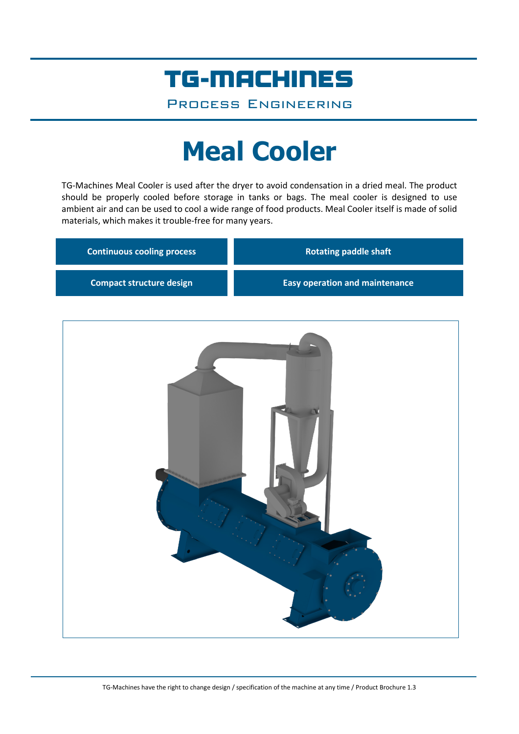# TG-MACHINES

PROCESS ENGINEERING

# Meal Cooler

TG-Machines Meal Cooler is used after the dryer to avoid condensation in a dried meal. The product should be properly cooled before storage in tanks or bags. The meal cooler is designed to use ambient air and can be used to cool a wide range of food products. Meal Cooler itself is made of solid materials, which makes it trouble-free for many years.

| Continuous cooling process | Rotating paddle shaft |
|---|---|
| Compact structure design | Easy operation and maintenance |

TG-Machines have the right to change design / specification of the machine at any time / Product Brochure 1.3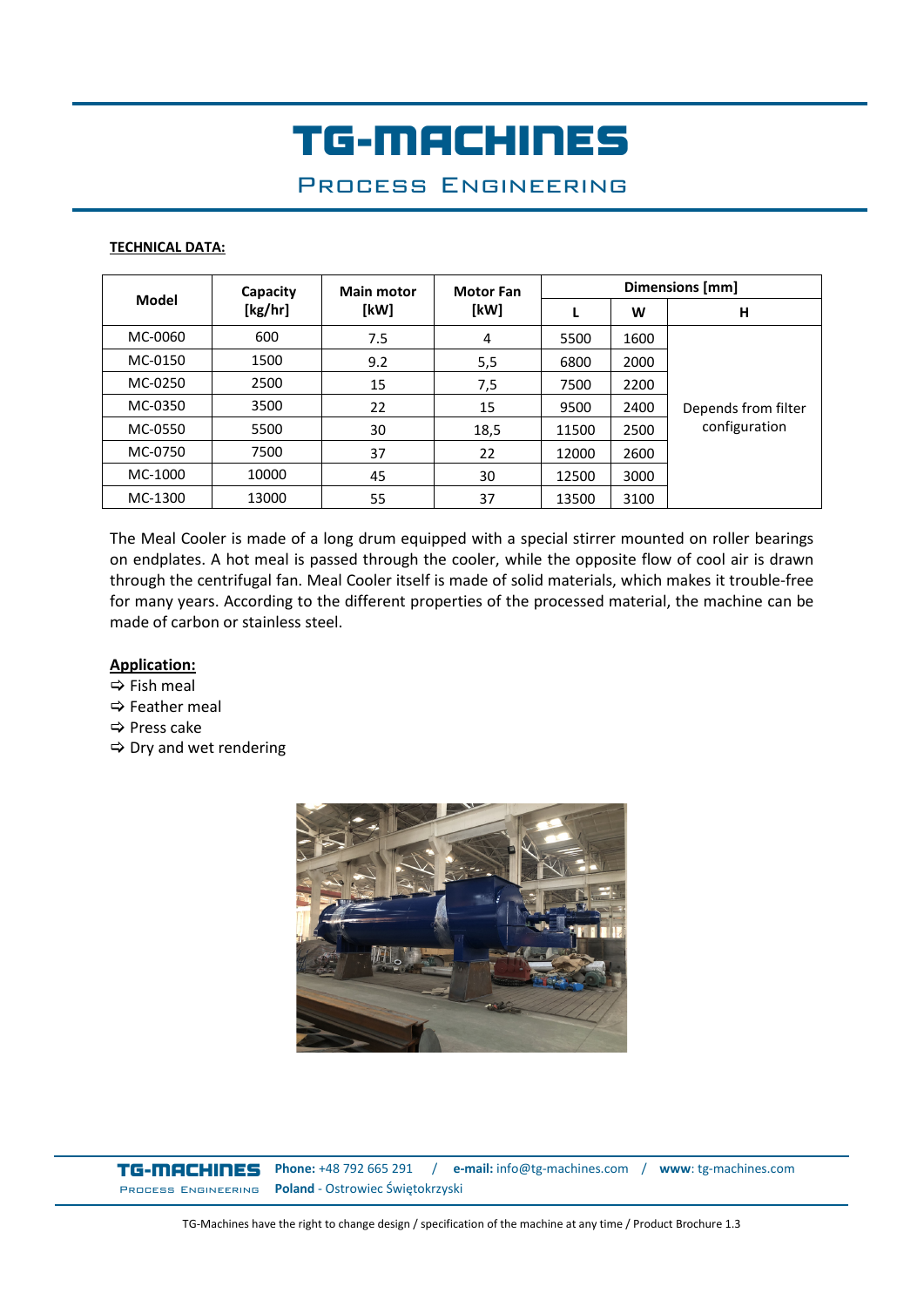# TG-MACHINES

## Process Engineering

**TECHNICAL DATA:**

| Model | Capacity [kg/hr] | Main motor [kW] | Motor Fan [kW] | Dimensions [mm] | | |
|---|---|---|---|---|---|---|
| | | | | L | W | H |
| MC-0060 | 600 | 7.5 | 4 | 5500 | 1600 | Depends from filter configuration |
| MC-0150 | 1500 | 9.2 | 5,5 | 6800 | 2000 | |
| MC-0250 | 2500 | 15 | 7,5 | 7500 | 2200 | |
| MC-0350 | 3500 | 22 | 15 | 9500 | 2400 | |
| MC-0550 | 5500 | 30 | 18,5 | 11500 | 2500 | |
| MC-0750 | 7500 | 37 | 22 | 12000 | 2600 | |
| MC-1000 | 10000 | 45 | 30 | 12500 | 3000 | |
| MC-1300 | 13000 | 55 | 37 | 13500 | 3100 | |

The Meal Cooler is made of a long drum equipped with a special stirrer mounted on roller bearings on endplates. A hot meal is passed through the cooler, while the opposite flow of cool air is drawn through the centrifugal fan. Meal Cooler itself is made of solid materials, which makes it trouble-free for many years. According to the different properties of the processed material, the machine can be made of carbon or stainless steel.

**Application:**

- ⇨ Fish meal
- ⇨ Feather meal
- ⇨ Press cake
- ⇨ Dry and wet rendering

TG-MACHINES Process Engineering **Phone:** +48 792 665 291 / **e-mail:** info@tg-machines.com / **www**: tg-machines.com
**Poland** - Ostrowiec Świętokrzyski

TG-Machines have the right to change design / specification of the machine at any time / Product Brochure 1.3